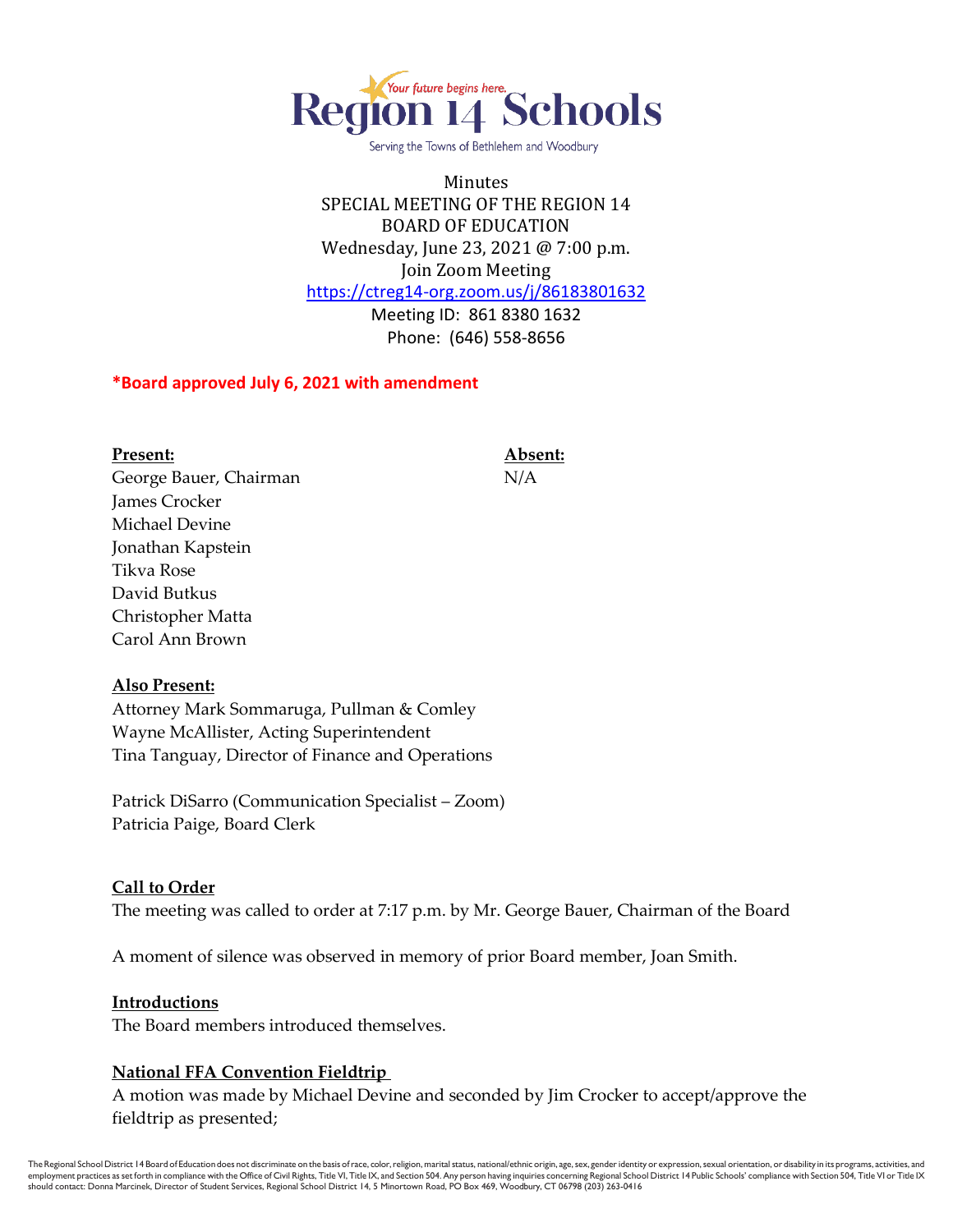Region 14 Schools

Your future begins here.

Serving the Towns of Bethlehem and Woodbury

Minutes
SPECIAL MEETING OF THE REGION 14
BOARD OF EDUCATION
Wednesday, June 23, 2021 @ 7:00 p.m.
Join Zoom Meeting
https://ctreg14-org.zoom.us/j/86183801632
Meeting ID: 861 8380 1632
Phone: (646) 558-8656

***Board approved July 6, 2021 with amendment**

| **Present:** | **Absent:** |
| --- | --- |
| George Bauer, Chairman | N/A |
| James Crocker | |
| Michael Devine | |
| Jonathan Kapstein | |
| Tikva Rose | |
| David Butkus | |
| Christopher Matta | |
| Carol Ann Brown | |

**Also Present:**
Attorney Mark Sommaruga, Pullman & Comley
Wayne McAllister, Acting Superintendent
Tina Tanguay, Director of Finance and Operations

Patrick DiSarro (Communication Specialist – Zoom)
Patricia Paige, Board Clerk

**Call to Order**

The meeting was called to order at 7:17 p.m. by Mr. George Bauer, Chairman of the Board

A moment of silence was observed in memory of prior Board member, Joan Smith.

**Introductions**

The Board members introduced themselves.

**National FFA Convention Fieldtrip**

A motion was made by Michael Devine and seconded by Jim Crocker to accept/approve the fieldtrip as presented;

The Regional School District 14 Board of Education does not discriminate on the basis of race, color, religion, marital status, national/ethnic origin, age, sex, gender identity or expression, sexual orientation, or disability in its programs, activities, and employment practices as set forth in compliance with the Office of Civil Rights, Title VI, Title IX, and Section 504. Any person having inquiries concerning Regional School District 14 Public Schools' compliance with Section 504, Title VI or Title IX should contact: Donna Marcinek, Director of Student Services, Regional School District 14, 5 Minortown Road, PO Box 469, Woodbury, CT 06798 (203) 263-0416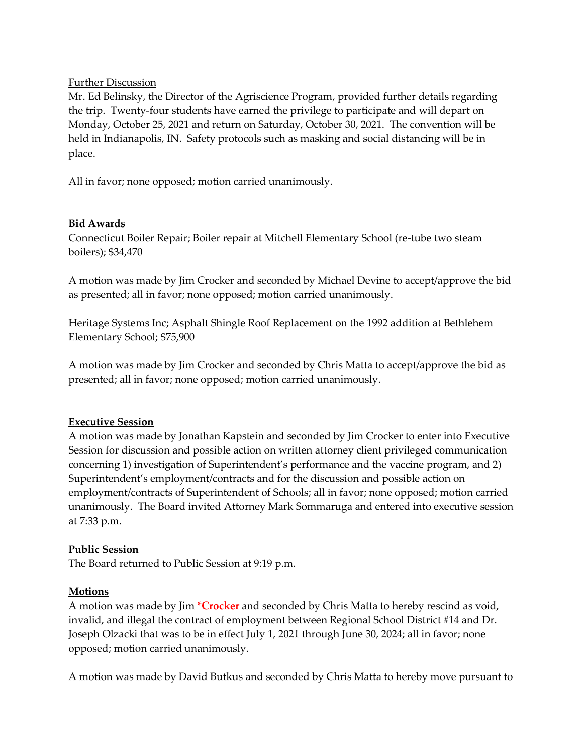Further Discussion

Mr. Ed Belinsky, the Director of the Agriscience Program, provided further details regarding the trip. Twenty-four students have earned the privilege to participate and will depart on Monday, October 25, 2021 and return on Saturday, October 30, 2021. The convention will be held in Indianapolis, IN. Safety protocols such as masking and social distancing will be in place.

All in favor; none opposed; motion carried unanimously.

**Bid Awards**

Connecticut Boiler Repair; Boiler repair at Mitchell Elementary School (re-tube two steam boilers); $34,470

A motion was made by Jim Crocker and seconded by Michael Devine to accept/approve the bid as presented; all in favor; none opposed; motion carried unanimously.

Heritage Systems Inc; Asphalt Shingle Roof Replacement on the 1992 addition at Bethlehem Elementary School; $75,900

A motion was made by Jim Crocker and seconded by Chris Matta to accept/approve the bid as presented; all in favor; none opposed; motion carried unanimously.

**Executive Session**

A motion was made by Jonathan Kapstein and seconded by Jim Crocker to enter into Executive Session for discussion and possible action on written attorney client privileged communication concerning 1) investigation of Superintendent's performance and the vaccine program, and 2) Superintendent's employment/contracts and for the discussion and possible action on employment/contracts of Superintendent of Schools; all in favor; none opposed; motion carried unanimously. The Board invited Attorney Mark Sommaruga and entered into executive session at 7:33 p.m.

**Public Session**

The Board returned to Public Session at 9:19 p.m.

**Motions**

A motion was made by Jim ***Crocker** and seconded by Chris Matta to hereby rescind as void, invalid, and illegal the contract of employment between Regional School District #14 and Dr. Joseph Olzacki that was to be in effect July 1, 2021 through June 30, 2024; all in favor; none opposed; motion carried unanimously.

A motion was made by David Butkus and seconded by Chris Matta to hereby move pursuant to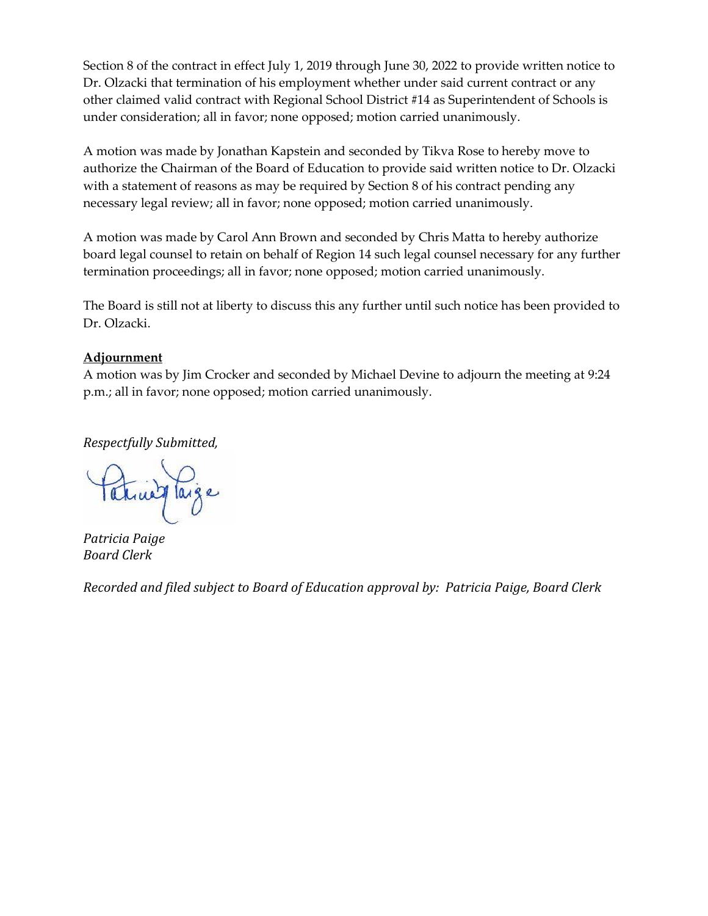Section 8 of the contract in effect July 1, 2019 through June 30, 2022 to provide written notice to Dr. Olzacki that termination of his employment whether under said current contract or any other claimed valid contract with Regional School District #14 as Superintendent of Schools is under consideration; all in favor; none opposed; motion carried unanimously.

A motion was made by Jonathan Kapstein and seconded by Tikva Rose to hereby move to authorize the Chairman of the Board of Education to provide said written notice to Dr. Olzacki with a statement of reasons as may be required by Section 8 of his contract pending any necessary legal review; all in favor; none opposed; motion carried unanimously.

A motion was made by Carol Ann Brown and seconded by Chris Matta to hereby authorize board legal counsel to retain on behalf of Region 14 such legal counsel necessary for any further termination proceedings; all in favor; none opposed; motion carried unanimously.

The Board is still not at liberty to discuss this any further until such notice has been provided to Dr. Olzacki.

**Adjournment**

A motion was by Jim Crocker and seconded by Michael Devine to adjourn the meeting at 9:24 p.m.; all in favor; none opposed; motion carried unanimously.

*Respectfully Submitted,*

*Patricia Paige*
*Board Clerk*

*Recorded and filed subject to Board of Education approval by: Patricia Paige, Board Clerk*